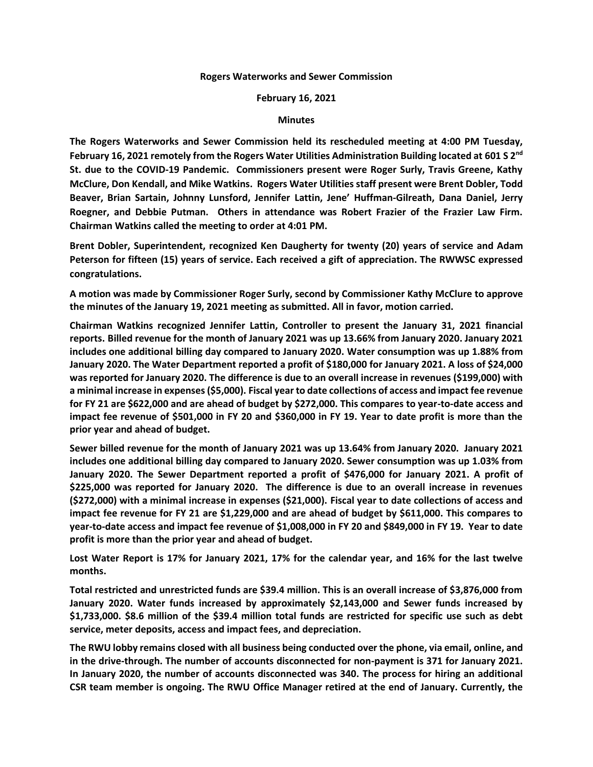**Rogers Waterworks and Sewer Commission**

**February 16, 2021**

**Minutes**

**The Rogers Waterworks and Sewer Commission held its rescheduled meeting at 4:00 PM Tuesday, February 16, 2021 remotely from the Rogers Water Utilities Administration Building located at 601 S 2nd St. due to the COVID-19 Pandemic. Commissioners present were Roger Surly, Travis Greene, Kathy McClure, Don Kendall, and Mike Watkins. Rogers Water Utilities staff present were Brent Dobler, Todd Beaver, Brian Sartain, Johnny Lunsford, Jennifer Lattin, Jene' Huffman-Gilreath, Dana Daniel, Jerry Roegner, and Debbie Putman. Others in attendance was Robert Frazier of the Frazier Law Firm. Chairman Watkins called the meeting to order at 4:01 PM.**

**Brent Dobler, Superintendent, recognized Ken Daugherty for twenty (20) years of service and Adam Peterson for fifteen (15) years of service. Each received a gift of appreciation. The RWWSC expressed congratulations.**

**A motion was made by Commissioner Roger Surly, second by Commissioner Kathy McClure to approve the minutes of the January 19, 2021 meeting as submitted. All in favor, motion carried.**

**Chairman Watkins recognized Jennifer Lattin, Controller to present the January 31, 2021 financial reports. Billed revenue for the month of January 2021 was up 13.66% from January 2020. January 2021 includes one additional billing day compared to January 2020. Water consumption was up 1.88% from January 2020. The Water Department reported a profit of $180,000 for January 2021. A loss of $24,000 was reported for January 2020. The difference is due to an overall increase in revenues ($199,000) with a minimal increase in expenses ($5,000). Fiscal year to date collections of access and impact fee revenue for FY 21 are $622,000 and are ahead of budget by $272,000. This compares to year-to-date access and impact fee revenue of $501,000 in FY 20 and $360,000 in FY 19. Year to date profit is more than the prior year and ahead of budget.**

**Sewer billed revenue for the month of January 2021 was up 13.64% from January 2020. January 2021 includes one additional billing day compared to January 2020. Sewer consumption was up 1.03% from January 2020. The Sewer Department reported a profit of $476,000 for January 2021. A profit of $225,000 was reported for January 2020. The difference is due to an overall increase in revenues ($272,000) with a minimal increase in expenses ($21,000). Fiscal year to date collections of access and impact fee revenue for FY 21 are $1,229,000 and are ahead of budget by $611,000. This compares to year-to-date access and impact fee revenue of $1,008,000 in FY 20 and $849,000 in FY 19. Year to date profit is more than the prior year and ahead of budget.**

**Lost Water Report is 17% for January 2021, 17% for the calendar year, and 16% for the last twelve months.**

**Total restricted and unrestricted funds are $39.4 million. This is an overall increase of $3,876,000 from January 2020. Water funds increased by approximately $2,143,000 and Sewer funds increased by $1,733,000. $8.6 million of the $39.4 million total funds are restricted for specific use such as debt service, meter deposits, access and impact fees, and depreciation.**

**The RWU lobby remains closed with all business being conducted over the phone, via email, online, and in the drive-through. The number of accounts disconnected for non-payment is 371 for January 2021. In January 2020, the number of accounts disconnected was 340. The process for hiring an additional CSR team member is ongoing. The RWU Office Manager retired at the end of January. Currently, the**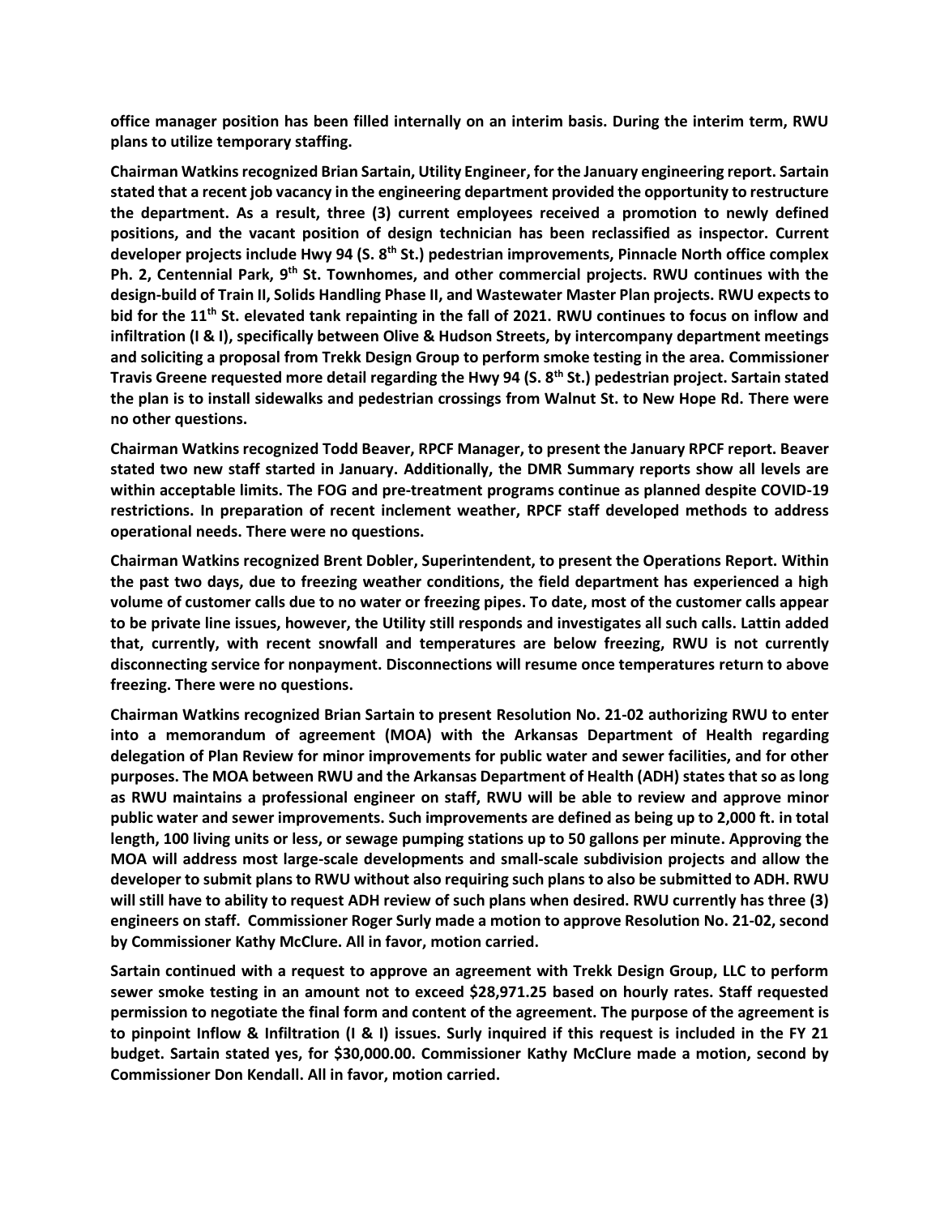**office manager position has been filled internally on an interim basis. During the interim term, RWU plans to utilize temporary staffing.**

**Chairman Watkins recognized Brian Sartain, Utility Engineer, for the January engineering report. Sartain stated that a recent job vacancy in the engineering department provided the opportunity to restructure the department. As a result, three (3) current employees received a promotion to newly defined positions, and the vacant position of design technician has been reclassified as inspector. Current developer projects include Hwy 94 (S. 8th St.) pedestrian improvements, Pinnacle North office complex Ph. 2, Centennial Park, 9th St. Townhomes, and other commercial projects. RWU continues with the design-build of Train II, Solids Handling Phase II, and Wastewater Master Plan projects. RWU expects to bid for the 11th St. elevated tank repainting in the fall of 2021. RWU continues to focus on inflow and infiltration (I & I), specifically between Olive & Hudson Streets, by intercompany department meetings and soliciting a proposal from Trekk Design Group to perform smoke testing in the area. Commissioner Travis Greene requested more detail regarding the Hwy 94 (S. 8th St.) pedestrian project. Sartain stated the plan is to install sidewalks and pedestrian crossings from Walnut St. to New Hope Rd. There were no other questions.**

**Chairman Watkins recognized Todd Beaver, RPCF Manager, to present the January RPCF report. Beaver stated two new staff started in January. Additionally, the DMR Summary reports show all levels are within acceptable limits. The FOG and pre-treatment programs continue as planned despite COVID-19 restrictions. In preparation of recent inclement weather, RPCF staff developed methods to address operational needs. There were no questions.**

**Chairman Watkins recognized Brent Dobler, Superintendent, to present the Operations Report. Within the past two days, due to freezing weather conditions, the field department has experienced a high volume of customer calls due to no water or freezing pipes. To date, most of the customer calls appear to be private line issues, however, the Utility still responds and investigates all such calls. Lattin added that, currently, with recent snowfall and temperatures are below freezing, RWU is not currently disconnecting service for nonpayment. Disconnections will resume once temperatures return to above freezing. There were no questions.**

**Chairman Watkins recognized Brian Sartain to present Resolution No. 21-02 authorizing RWU to enter into a memorandum of agreement (MOA) with the Arkansas Department of Health regarding delegation of Plan Review for minor improvements for public water and sewer facilities, and for other purposes. The MOA between RWU and the Arkansas Department of Health (ADH) states that so as long as RWU maintains a professional engineer on staff, RWU will be able to review and approve minor public water and sewer improvements. Such improvements are defined as being up to 2,000 ft. in total length, 100 living units or less, or sewage pumping stations up to 50 gallons per minute. Approving the MOA will address most large-scale developments and small-scale subdivision projects and allow the developer to submit plans to RWU without also requiring such plans to also be submitted to ADH. RWU will still have to ability to request ADH review of such plans when desired. RWU currently has three (3) engineers on staff. Commissioner Roger Surly made a motion to approve Resolution No. 21-02, second by Commissioner Kathy McClure. All in favor, motion carried.**

**Sartain continued with a request to approve an agreement with Trekk Design Group, LLC to perform sewer smoke testing in an amount not to exceed $28,971.25 based on hourly rates. Staff requested permission to negotiate the final form and content of the agreement. The purpose of the agreement is to pinpoint Inflow & Infiltration (I & I) issues. Surly inquired if this request is included in the FY 21 budget. Sartain stated yes, for $30,000.00. Commissioner Kathy McClure made a motion, second by Commissioner Don Kendall. All in favor, motion carried.**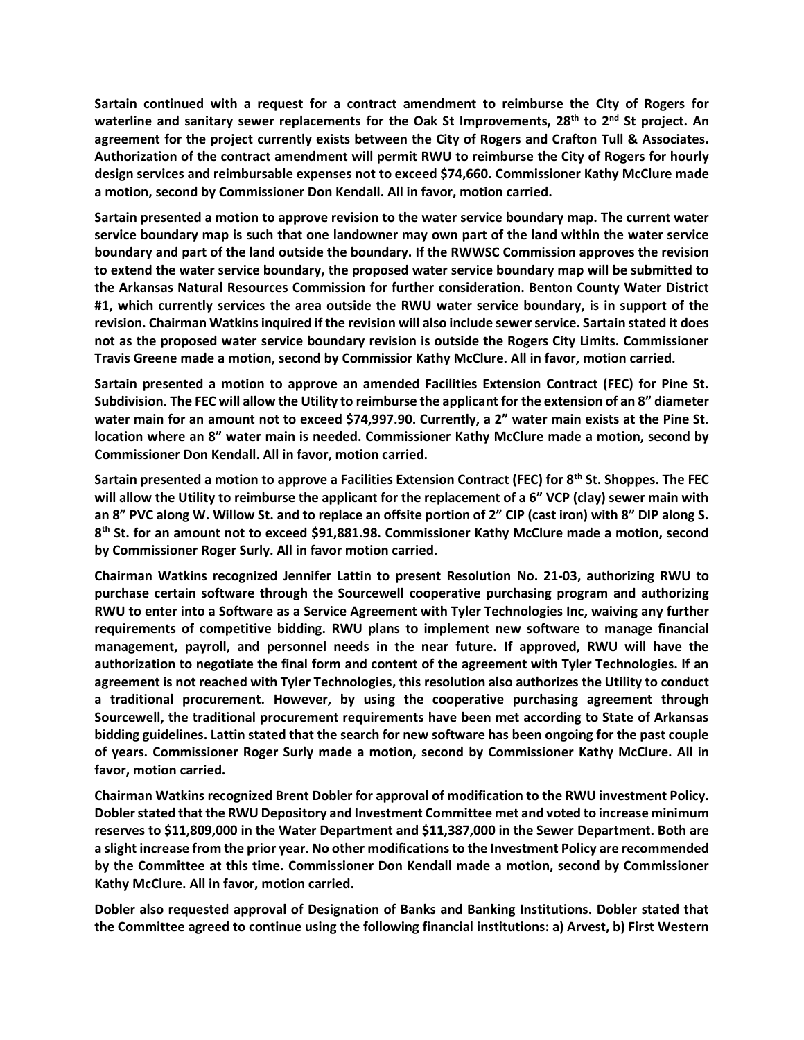**Sartain continued with a request for a contract amendment to reimburse the City of Rogers for waterline and sanitary sewer replacements for the Oak St Improvements, 28th to 2nd St project. An agreement for the project currently exists between the City of Rogers and Crafton Tull & Associates. Authorization of the contract amendment will permit RWU to reimburse the City of Rogers for hourly design services and reimbursable expenses not to exceed $74,660. Commissioner Kathy McClure made a motion, second by Commissioner Don Kendall. All in favor, motion carried.**

**Sartain presented a motion to approve revision to the water service boundary map. The current water service boundary map is such that one landowner may own part of the land within the water service boundary and part of the land outside the boundary. If the RWWSC Commission approves the revision to extend the water service boundary, the proposed water service boundary map will be submitted to the Arkansas Natural Resources Commission for further consideration. Benton County Water District #1, which currently services the area outside the RWU water service boundary, is in support of the revision. Chairman Watkins inquired if the revision will also include sewer service. Sartain stated it does not as the proposed water service boundary revision is outside the Rogers City Limits. Commissioner Travis Greene made a motion, second by Commissior Kathy McClure. All in favor, motion carried.**

**Sartain presented a motion to approve an amended Facilities Extension Contract (FEC) for Pine St. Subdivision. The FEC will allow the Utility to reimburse the applicant for the extension of an 8" diameter water main for an amount not to exceed $74,997.90. Currently, a 2" water main exists at the Pine St. location where an 8" water main is needed. Commissioner Kathy McClure made a motion, second by Commissioner Don Kendall. All in favor, motion carried.**

**Sartain presented a motion to approve a Facilities Extension Contract (FEC) for 8th St. Shoppes. The FEC will allow the Utility to reimburse the applicant for the replacement of a 6" VCP (clay) sewer main with an 8" PVC along W. Willow St. and to replace an offsite portion of 2" CIP (cast iron) with 8" DIP along S. 8th St. for an amount not to exceed $91,881.98. Commissioner Kathy McClure made a motion, second by Commissioner Roger Surly. All in favor motion carried.**

**Chairman Watkins recognized Jennifer Lattin to present Resolution No. 21-03, authorizing RWU to purchase certain software through the Sourcewell cooperative purchasing program and authorizing RWU to enter into a Software as a Service Agreement with Tyler Technologies Inc, waiving any further requirements of competitive bidding. RWU plans to implement new software to manage financial management, payroll, and personnel needs in the near future. If approved, RWU will have the authorization to negotiate the final form and content of the agreement with Tyler Technologies. If an agreement is not reached with Tyler Technologies, this resolution also authorizes the Utility to conduct a traditional procurement. However, by using the cooperative purchasing agreement through Sourcewell, the traditional procurement requirements have been met according to State of Arkansas bidding guidelines. Lattin stated that the search for new software has been ongoing for the past couple of years. Commissioner Roger Surly made a motion, second by Commissioner Kathy McClure. All in favor, motion carried.**

**Chairman Watkins recognized Brent Dobler for approval of modification to the RWU investment Policy. Dobler stated that the RWU Depository and Investment Committee met and voted to increase minimum reserves to $11,809,000 in the Water Department and $11,387,000 in the Sewer Department. Both are a slight increase from the prior year. No other modifications to the Investment Policy are recommended by the Committee at this time. Commissioner Don Kendall made a motion, second by Commissioner Kathy McClure. All in favor, motion carried.**

**Dobler also requested approval of Designation of Banks and Banking Institutions. Dobler stated that the Committee agreed to continue using the following financial institutions: a) Arvest, b) First Western**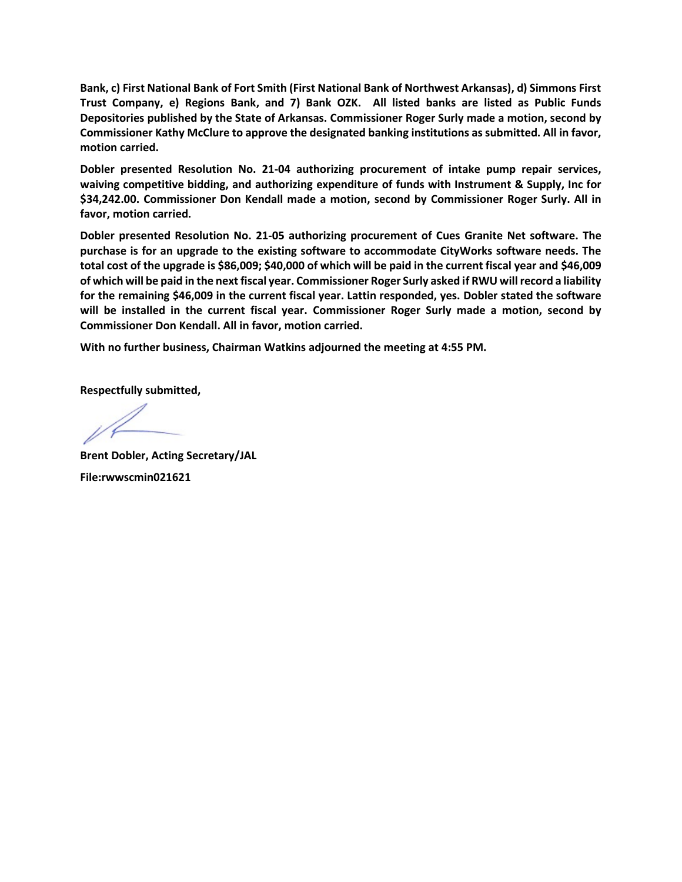**Bank, c) First National Bank of Fort Smith (First National Bank of Northwest Arkansas), d) Simmons First Trust Company, e) Regions Bank, and 7) Bank OZK. All listed banks are listed as Public Funds Depositories published by the State of Arkansas. Commissioner Roger Surly made a motion, second by Commissioner Kathy McClure to approve the designated banking institutions as submitted. All in favor, motion carried.**

**Dobler presented Resolution No. 21-04 authorizing procurement of intake pump repair services, waiving competitive bidding, and authorizing expenditure of funds with Instrument & Supply, Inc for $34,242.00. Commissioner Don Kendall made a motion, second by Commissioner Roger Surly. All in favor, motion carried.**

**Dobler presented Resolution No. 21-05 authorizing procurement of Cues Granite Net software. The purchase is for an upgrade to the existing software to accommodate CityWorks software needs. The total cost of the upgrade is $86,009; $40,000 of which will be paid in the current fiscal year and $46,009 of which will be paid in the next fiscal year. Commissioner Roger Surly asked if RWU will record a liability for the remaining $46,009 in the current fiscal year. Lattin responded, yes. Dobler stated the software will be installed in the current fiscal year. Commissioner Roger Surly made a motion, second by Commissioner Don Kendall. All in favor, motion carried.**

**With no further business, Chairman Watkins adjourned the meeting at 4:55 PM.**

**Respectfully submitted,**

**Brent Dobler, Acting Secretary/JAL**

**File:rwwscmin021621**